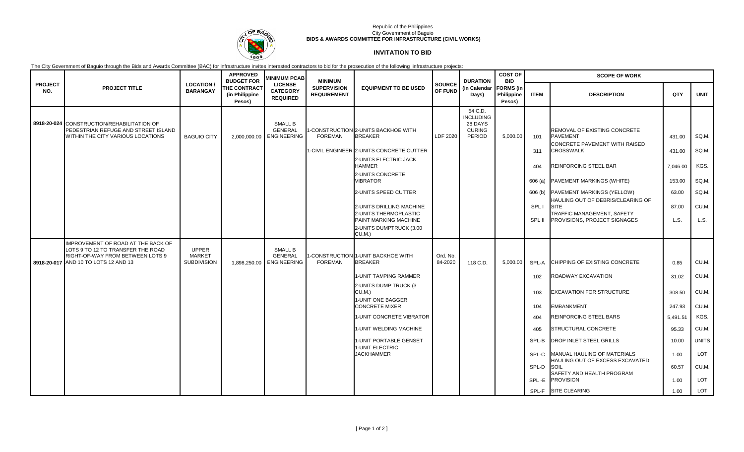Republic of the Philippines
City Government of Baguio
**BIDS & AWARDS COMMITTEE FOR INFRASTRUCTURE (CIVIL WORKS)**

## INVITATION TO BID

The City Government of Baguio through the Bids and Awards Committee (BAC) for Infrastructure invites interested contractors to bid for the prosecution of the following infrastructure projects:

| PROJECT NO. | PROJECT TITLE | LOCATION / BARANGAY | APPROVED BUDGET FOR THE CONTRACT (in Philippine Pesos) | MINIMUM PCAB LICENSE CATEGORY REQUIRED | MINIMUM SUPERVISION REQUIREMENT | EQUIPMENT TO BE USED | SOURCE OF FUND | DURATION (in Calendar Days) | COST OF BID FORMS (in Philippine Pesos) | SCOPE OF WORK | | | |
|---|---|---|---|---|---|---|---|---|---|---|---|---|---|
| | | | | | | | | | | ITEM | DESCRIPTION | QTY | UNIT |
| 8918-20-024 | CONSTRUCTION/REHABILITATION OF PEDESTRIAN REFUGE AND STREET ISLAND WITHIN THE CITY VARIOUS LOCATIONS | BAGUIO CITY | 2,000,000.00 | SMALL B GENERAL ENGINEERING | 1-CONSTRUCTION FOREMAN | 2-UNITS BACKHOE WITH BREAKER | LDF 2020 | 54 C.D. INCLUDING 28 DAYS CURING PERIOD | 5,000.00 | 101 | REMOVAL OF EXISTING CONCRETE PAVEMENT | 431.00 | SQ.M. |
| | | | | | 1-CIVIL ENGINEER | 2-UNITS CONCRETE CUTTER | | | | 311 | CONCRETE PAVEMENT WITH RAISED CROSSWALK | 431.00 | SQ.M. |
| | | | | | | 2-UNITS ELECTRIC JACK HAMMER | | | | 404 | REINFORCING STEEL BAR | 7,046.00 | KGS. |
| | | | | | | 2-UNITS CONCRETE VIBRATOR | | | | 606 (a) | PAVEMENT MARKINGS (WHITE) | 153.00 | SQ.M. |
| | | | | | | 2-UNITS SPEED CUTTER | | | | 606 (b) | PAVEMENT MARKINGS (YELLOW) | 63.00 | SQ.M. |
| | | | | | | 2-UNITS DRILLING MACHINE | | | | SPL I | HAULING OUT OF DEBRIS/CLEARING OF SITE | 87.00 | CU.M. |
| | | | | | | 2-UNITS THERMOPLASTIC PAINT MARKING MACHINE | | | | SPL II | TRAFFIC MANAGEMENT, SAFETY PROVISIONS, PROJECT SIGNAGES | L.S. | L.S. |
| | | | | | | 2-UNITS DUMPTRUCK (3.00 CU.M.) | | | | | | | |
| 8918-20-017 | IMPROVEMENT OF ROAD AT THE BACK OF LOTS 9 TO 12 TO TRANSFER THE ROAD RIGHT-OF-WAY FROM BETWEEN LOTS 9 AND 10 TO LOTS 12 AND 13 | UPPER MARKET SUBDIVISION | 1,898,250.00 | SMALL B GENERAL ENGINEERING | 1-CONSTRUCTION FOREMAN | 1-UNIT BACKHOE WITH BREAKER | Ord. No. 84-2020 | 118 C.D. | 5,000.00 | SPL-A | CHIPPING OF EXISTING CONCRETE | 0.85 | CU.M. |
| | | | | | | 1-UNIT TAMPING RAMMER | | | | 102 | ROADWAY EXCAVATION | 31.02 | CU.M. |
| | | | | | | 2-UNITS DUMP TRUCK (3 CU.M.) | | | | 103 | EXCAVATION FOR STRUCTURE | 308.50 | CU.M. |
| | | | | | | 1-UNIT ONE BAGGER CONCRETE MIXER | | | | 104 | EMBANKMENT | 247.93 | CU.M. |
| | | | | | | 1-UNIT CONCRETE VIBRATOR | | | | 404 | REINFORCING STEEL BARS | 5,491.51 | KGS. |
| | | | | | | 1-UNIT WELDING MACHINE | | | | 405 | STRUCTURAL CONCRETE | 95.33 | CU.M. |
| | | | | | | 1-UNIT PORTABLE GENSET | | | | SPL-B | DROP INLET STEEL GRILLS | 10.00 | UNITS |
| | | | | | | 1-UNIT ELECTRIC JACKHAMMER | | | | SPL-C | MANUAL HAULING OF MATERIALS | 1.00 | LOT |
| | | | | | | | | | | SPL-D | HAULING OUT OF EXCESS EXCAVATED SOIL | 60.57 | CU.M. |
| | | | | | | | | | | SPL -E | SAFETY AND HEALTH PROGRAM PROVISION | 1.00 | LOT |
| | | | | | | | | | | SPL-F | SITE CLEARING | 1.00 | LOT |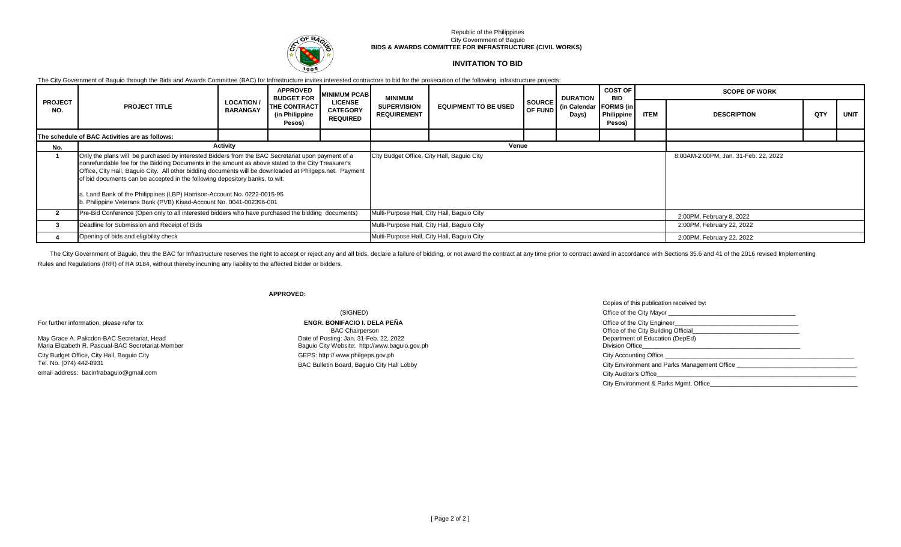Republic of the Philippines
City Government of Baguio
**BIDS & AWARDS COMMITTEE FOR INFRASTRUCTURE (CIVIL WORKS)**

## INVITATION TO BID

The City Government of Baguio through the Bids and Awards Committee (BAC) for Infrastructure invites interested contractors to bid for the prosecution of the following infrastructure projects:

| PROJECT NO. | PROJECT TITLE | LOCATION / BARANGAY | APPROVED BUDGET FOR THE CONTRACT (in Philippine Pesos) | MINIMUM PCAB LICENSE CATEGORY REQUIRED | MINIMUM SUPERVISION REQUIREMENT | EQUIPMENT TO BE USED | SOURCE OF FUND | DURATION (in Calendar Days) | COST OF BID FORMS (in Philippine Pesos) | SCOPE OF WORK | | | |
|---|---|---|---|---|---|---|---|---|---|---|---|---|---|
| | | | | | | | | | | ITEM | DESCRIPTION | QTY | UNIT |

**The schedule of BAC Activities are as follows:**

| No. | Activity | Venue | |
|---|---|---|---|
| 1 | Only the plans will be purchased by interested Bidders from the BAC Secretariat upon payment of a nonrefundable fee for the Bidding Documents in the amount as above stated to the City Treasurer's Office, City Hall, Baguio City. All other bidding documents will be downloaded at Philgeps.net. Payment of bid documents can be accepted in the following depository banks, to wit:<br><br>a. Land Bank of the Philippines (LBP) Harrison-Account No. 0222-0015-95<br>b. Philippine Veterans Bank (PVB) Kisad-Account No. 0041-002396-001 | City Budget Office, City Hall, Baguio City | 8:00AM-2:00PM, Jan. 31-Feb. 22, 2022 |
| 2 | Pre-Bid Conference (Open only to all interested bidders who have purchased the bidding documents) | Multi-Purpose Hall, City Hall, Baguio City | 2:00PM, February 8, 2022 |
| 3 | Deadline for Submission and Receipt of Bids | Multi-Purpose Hall, City Hall, Baguio City | 2:00PM, February 22, 2022 |
| 4 | Opening of bids and eligibility check | Multi-Purpose Hall, City Hall, Baguio City | 2:00PM, February 22, 2022 |

The City Government of Baguio, thru the BAC for Infrastructure reserves the right to accept or reject any and all bids, declare a failure of bidding, or not award the contract at any time prior to contract award in accordance with Sections 35.6 and 41 of the 2016 revised Implementing Rules and Regulations (IRR) of RA 9184, without thereby incurring any liability to the affected bidder or bidders.

**APPROVED:**

(SIGNED)

**ENGR. BONIFACIO I. DELA PEÑA**
BAC Chairperson
Date of Posting: Jan. 31-Feb. 22, 2022
Baguio City Website: http://www.baguio.gov.ph
GEPS: http:// www.philgeps.gov.ph
BAC Bulletin Board, Baguio City Hall Lobby

For further information, please refer to:

May Grace A. Palicdon-BAC Secretariat, Head
Maria Elizabeth R. Pascual-BAC Secretariat-Member
City Budget Office, City Hall, Baguio City
Tel. No. (074) 442-8931
email address: bacinfrabaguio@gmail.com

Copies of this publication received by:

Office of the City Mayor ____________________
Office of the City Engineer____________________
Office of the City Building Official____________________
Department of Education (DepEd) Division Office____________________
City Accounting Office ____________________
City Environment and Parks Management Office ____________________
City Auditor's Office____________________
City Environment & Parks Mgmt. Office____________________